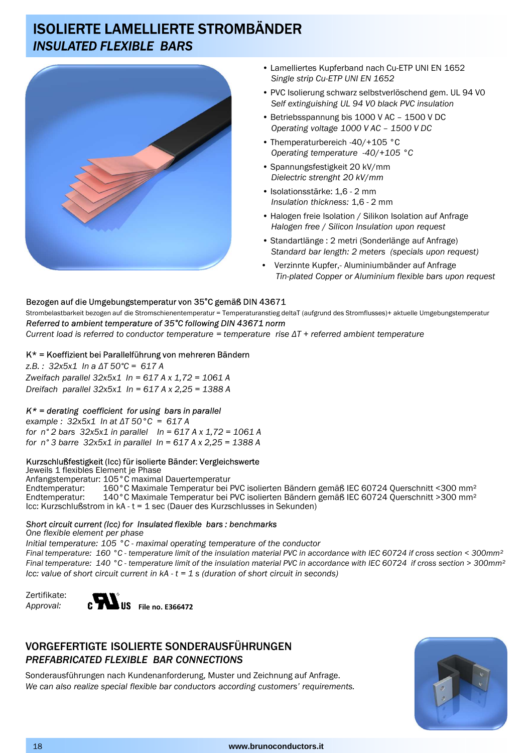# ISOLIERTE LAMELLIERTE STROMBÄNDER
## *INSULATED FLEXIBLE BARS*

- Lamelliertes Kupferband nach Cu-ETP UNI EN 1652
  *Single strip Cu-ETP UNI EN 1652*
- PVC Isolierung schwarz selbstverlöschend gem. UL 94 V0
  *Self extinguishing UL 94 V0 black PVC insulation*
- Betriebsspannung bis 1000 V AC – 1500 V DC
  *Operating voltage 1000 V AC – 1500 V DC*
- Themperaturbereich -40/+105 °C
  *Operating temperature -40/+105 °C*
- Spannungsfestigkeit 20 kV/mm
  *Dielectric strenght 20 kV/mm*
- Isolationsstärke: 1,6 - 2 mm
  *Insulation thickness:* 1,6 - 2 mm
- Halogen freie Isolation / Silikon Isolation auf Anfrage
  *Halogen free / Silicon Insulation upon request*
- Standartlänge : 2 metri (Sonderlänge auf Anfrage)
  *Standard bar length: 2 meters (specials upon request)*
- Verzinnte Kupfer,- Aluminiumbänder auf Anfrage
  *Tin-plated Copper or Aluminium flexible bars upon request*

Bezogen auf die Umgebungstemperatur von 35°C gemäß DIN 43671

Strombelastbarkeit bezogen auf die Stromschienentemperatur = Temperaturanstieg deltaT (aufgrund des Stromflusses)+ aktuelle Umgebungstemperatur

*Referred to ambient temperature of 35°C following DIN 43671 norm*

*Current load is referred to conductor temperature = temperature rise ΔT + referred ambient temperature*

K* = Koeffizient bei Parallelführung von mehreren Bändern

*z.B. : 32x5x1 In a ΔT 50°C = 617 A*
*Zweifach parallel 32x5x1 In = 617 A x 1,72 = 1061 A*
*Dreifach parallel 32x5x1 In = 617 A x 2,25 = 1388 A*

*K* = derating coefficient for using bars in parallel*

*example : 32x5x1 In at ΔT 50°C = 617 A*
*for n° 2 bars 32x5x1 in parallel In = 617 A x 1,72 = 1061 A*
*for n° 3 barre 32x5x1 in parallel In = 617 A x 2,25 = 1388 A*

Kurzschlußfestigkeit (Icc) für isolierte Bänder: Vergleichswerte

Jeweils 1 flexibles Element je Phase
Anfangstemperatur: 105°C maximal Dauertemperatur
Endtemperatur: 160°C Maximale Temperatur bei PVC isolierten Bändern gemäß IEC 60724 Querschnitt <300 mm²
Endtemperatur: 140°C Maximale Temperatur bei PVC isolierten Bändern gemäß IEC 60724 Querschnitt >300 mm²
Icc: Kurzschlußstrom in kA - t = 1 sec (Dauer des Kurzschlusses in Sekunden)

*Short circuit current (Icc) for Insulated flexible bars : benchmarks*

*One flexible element per phase*
*Initial temperature: 105 °C - maximal operating temperature of the conductor*
*Final temperature: 160 °C - temperature limit of the insulation material PVC in accordance with IEC 60724 if cross section < 300mm²*
*Final temperature: 140 °C - temperature limit of the insulation material PVC in accordance with IEC 60724 if cross section > 300mm²*
*Icc: value of short circuit current in kA - t = 1 s (duration of short circuit in seconds)*

Zertifikate:
*Approval:* c UL us **File no. E366472**

## VORGEFERTIGTE ISOLIERTE SONDERAUSFÜHRUNGEN
## *PREFABRICATED FLEXIBLE BAR CONNECTIONS*

Sonderausführungen nach Kundenanforderung, Muster und Zeichnung auf Anfrage.
*We can also realize special flexible bar conductors according customers' requirements.*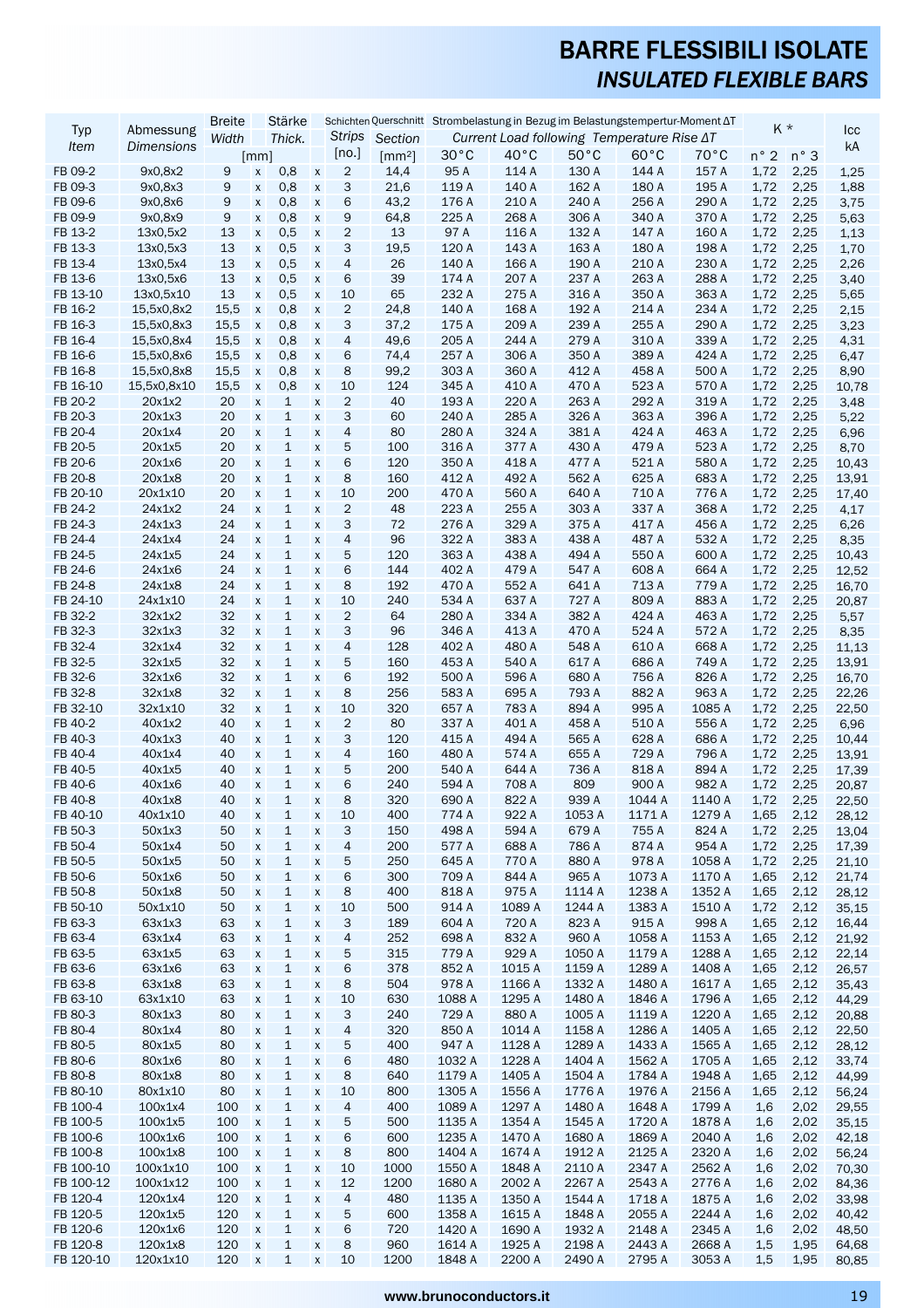# BARRE FLESSIBILI ISOLATE
## *INSULATED FLEXIBLE BARS*

| Typ *Item* | Abmessung *Dimensions* | Breite *Width* [mm] | | Stärke *Thick.* [mm] | | Schichten *Strips* [no.] | Querschnitt *Section* [mm²] | Strombelastung in Bezug im Belastungstempertur-Moment ΔT *Current Load following Temperature Rise ΔT* 30°C | 40°C | 50°C | 60°C | 70°C | K * n° 2 | n° 3 | Icc kA |
|---|---|---|---|---|---|---|---|---|---|---|---|---|---|---|---|
| FB 09-2 | 9x0,8x2 | 9 | x | 0,8 | x | 2 | 14,4 | 95 A | 114 A | 130 A | 144 A | 157 A | 1,72 | 2,25 | 1,25 |
| FB 09-3 | 9x0,8x3 | 9 | x | 0,8 | x | 3 | 21,6 | 119 A | 140 A | 162 A | 180 A | 195 A | 1,72 | 2,25 | 1,88 |
| FB 09-6 | 9x0,8x6 | 9 | x | 0,8 | x | 6 | 43,2 | 176 A | 210 A | 240 A | 256 A | 290 A | 1,72 | 2,25 | 3,75 |
| FB 09-9 | 9x0,8x9 | 9 | x | 0,8 | x | 9 | 64,8 | 225 A | 268 A | 306 A | 340 A | 370 A | 1,72 | 2,25 | 5,63 |
| FB 13-2 | 13x0,5x2 | 13 | x | 0,5 | x | 2 | 13 | 97 A | 116 A | 132 A | 147 A | 160 A | 1,72 | 2,25 | 1,13 |
| FB 13-3 | 13x0,5x3 | 13 | x | 0,5 | x | 3 | 19,5 | 120 A | 143 A | 163 A | 180 A | 198 A | 1,72 | 2,25 | 1,70 |
| FB 13-4 | 13x0,5x4 | 13 | x | 0,5 | x | 4 | 26 | 140 A | 166 A | 190 A | 210 A | 230 A | 1,72 | 2,25 | 2,26 |
| FB 13-6 | 13x0,5x6 | 13 | x | 0,5 | x | 6 | 39 | 174 A | 207 A | 237 A | 263 A | 288 A | 1,72 | 2,25 | 3,40 |
| FB 13-10 | 13x0,5x10 | 13 | x | 0,5 | x | 10 | 65 | 232 A | 275 A | 316 A | 350 A | 363 A | 1,72 | 2,25 | 5,65 |
| FB 16-2 | 15,5x0,8x2 | 15,5 | x | 0,8 | x | 2 | 24,8 | 140 A | 168 A | 192 A | 214 A | 234 A | 1,72 | 2,25 | 2,15 |
| FB 16-3 | 15,5x0,8x3 | 15,5 | x | 0,8 | x | 3 | 37,2 | 175 A | 209 A | 239 A | 255 A | 290 A | 1,72 | 2,25 | 3,23 |
| FB 16-4 | 15,5x0,8x4 | 15,5 | x | 0,8 | x | 4 | 49,6 | 205 A | 244 A | 279 A | 310 A | 339 A | 1,72 | 2,25 | 4,31 |
| FB 16-6 | 15,5x0,8x6 | 15,5 | x | 0,8 | x | 6 | 74,4 | 257 A | 306 A | 350 A | 389 A | 424 A | 1,72 | 2,25 | 6,47 |
| FB 16-8 | 15,5x0,8x8 | 15,5 | x | 0,8 | x | 8 | 99,2 | 303 A | 360 A | 412 A | 458 A | 500 A | 1,72 | 2,25 | 8,90 |
| FB 16-10 | 15,5x0,8x10 | 15,5 | x | 0,8 | x | 10 | 124 | 345 A | 410 A | 470 A | 523 A | 570 A | 1,72 | 2,25 | 10,78 |
| FB 20-2 | 20x1x2 | 20 | x | 1 | x | 2 | 40 | 193 A | 220 A | 263 A | 292 A | 319 A | 1,72 | 2,25 | 3,48 |
| FB 20-3 | 20x1x3 | 20 | x | 1 | x | 3 | 60 | 240 A | 285 A | 326 A | 363 A | 396 A | 1,72 | 2,25 | 5,22 |
| FB 20-4 | 20x1x4 | 20 | x | 1 | x | 4 | 80 | 280 A | 324 A | 381 A | 424 A | 463 A | 1,72 | 2,25 | 6,96 |
| FB 20-5 | 20x1x5 | 20 | x | 1 | x | 5 | 100 | 316 A | 377 A | 430 A | 479 A | 523 A | 1,72 | 2,25 | 8,70 |
| FB 20-6 | 20x1x6 | 20 | x | 1 | x | 6 | 120 | 350 A | 418 A | 477 A | 521 A | 580 A | 1,72 | 2,25 | 10,43 |
| FB 20-8 | 20x1x8 | 20 | x | 1 | x | 8 | 160 | 412 A | 492 A | 562 A | 625 A | 683 A | 1,72 | 2,25 | 13,91 |
| FB 20-10 | 20x1x10 | 20 | x | 1 | x | 10 | 200 | 470 A | 560 A | 640 A | 710 A | 776 A | 1,72 | 2,25 | 17,40 |
| FB 24-2 | 24x1x2 | 24 | x | 1 | x | 2 | 48 | 223 A | 255 A | 303 A | 337 A | 368 A | 1,72 | 2,25 | 4,17 |
| FB 24-3 | 24x1x3 | 24 | x | 1 | x | 3 | 72 | 276 A | 329 A | 375 A | 417 A | 456 A | 1,72 | 2,25 | 6,26 |
| FB 24-4 | 24x1x4 | 24 | x | 1 | x | 4 | 96 | 322 A | 383 A | 438 A | 487 A | 532 A | 1,72 | 2,25 | 8,35 |
| FB 24-5 | 24x1x5 | 24 | x | 1 | x | 5 | 120 | 363 A | 438 A | 494 A | 550 A | 600 A | 1,72 | 2,25 | 10,43 |
| FB 24-6 | 24x1x6 | 24 | x | 1 | x | 6 | 144 | 402 A | 479 A | 547 A | 608 A | 664 A | 1,72 | 2,25 | 12,52 |
| FB 24-8 | 24x1x8 | 24 | x | 1 | x | 8 | 192 | 470 A | 552 A | 641 A | 713 A | 779 A | 1,72 | 2,25 | 16,70 |
| FB 24-10 | 24x1x10 | 24 | x | 1 | x | 10 | 240 | 534 A | 637 A | 727 A | 809 A | 883 A | 1,72 | 2,25 | 20,87 |
| FB 32-2 | 32x1x2 | 32 | x | 1 | x | 2 | 64 | 280 A | 334 A | 382 A | 424 A | 463 A | 1,72 | 2,25 | 5,57 |
| FB 32-3 | 32x1x3 | 32 | x | 1 | x | 3 | 96 | 346 A | 413 A | 470 A | 524 A | 572 A | 1,72 | 2,25 | 8,35 |
| FB 32-4 | 32x1x4 | 32 | x | 1 | x | 4 | 128 | 402 A | 480 A | 548 A | 610 A | 668 A | 1,72 | 2,25 | 11,13 |
| FB 32-5 | 32x1x5 | 32 | x | 1 | x | 5 | 160 | 453 A | 540 A | 617 A | 686 A | 749 A | 1,72 | 2,25 | 13,91 |
| FB 32-6 | 32x1x6 | 32 | x | 1 | x | 6 | 192 | 500 A | 596 A | 680 A | 756 A | 826 A | 1,72 | 2,25 | 16,70 |
| FB 32-8 | 32x1x8 | 32 | x | 1 | x | 8 | 256 | 583 A | 695 A | 793 A | 882 A | 963 A | 1,72 | 2,25 | 22,26 |
| FB 32-10 | 32x1x10 | 32 | x | 1 | x | 10 | 320 | 657 A | 783 A | 894 A | 995 A | 1085 A | 1,72 | 2,25 | 22,50 |
| FB 40-2 | 40x1x2 | 40 | x | 1 | x | 2 | 80 | 337 A | 401 A | 458 A | 510 A | 556 A | 1,72 | 2,25 | 6,96 |
| FB 40-3 | 40x1x3 | 40 | x | 1 | x | 3 | 120 | 415 A | 494 A | 565 A | 628 A | 686 A | 1,72 | 2,25 | 10,44 |
| FB 40-4 | 40x1x4 | 40 | x | 1 | x | 4 | 160 | 480 A | 574 A | 655 A | 729 A | 796 A | 1,72 | 2,25 | 13,91 |
| FB 40-5 | 40x1x5 | 40 | x | 1 | x | 5 | 200 | 540 A | 644 A | 736 A | 818 A | 894 A | 1,72 | 2,25 | 17,39 |
| FB 40-6 | 40x1x6 | 40 | x | 1 | x | 6 | 240 | 594 A | 708 A | 809 | 900 A | 982 A | 1,72 | 2,25 | 20,87 |
| FB 40-8 | 40x1x8 | 40 | x | 1 | x | 8 | 320 | 690 A | 822 A | 939 A | 1044 A | 1140 A | 1,72 | 2,25 | 22,50 |
| FB 40-10 | 40x1x10 | 40 | x | 1 | x | 10 | 400 | 774 A | 922 A | 1053 A | 1171 A | 1279 A | 1,65 | 2,12 | 28,12 |
| FB 50-3 | 50x1x3 | 50 | x | 1 | x | 3 | 150 | 498 A | 594 A | 679 A | 755 A | 824 A | 1,72 | 2,25 | 13,04 |
| FB 50-4 | 50x1x4 | 50 | x | 1 | x | 4 | 200 | 577 A | 688 A | 786 A | 874 A | 954 A | 1,72 | 2,25 | 17,39 |
| FB 50-5 | 50x1x5 | 50 | x | 1 | x | 5 | 250 | 645 A | 770 A | 880 A | 978 A | 1058 A | 1,72 | 2,25 | 21,10 |
| FB 50-6 | 50x1x6 | 50 | x | 1 | x | 6 | 300 | 709 A | 844 A | 965 A | 1073 A | 1170 A | 1,65 | 2,12 | 21,74 |
| FB 50-8 | 50x1x8 | 50 | x | 1 | x | 8 | 400 | 818 A | 975 A | 1114 A | 1238 A | 1352 A | 1,65 | 2,12 | 28,12 |
| FB 50-10 | 50x1x10 | 50 | x | 1 | x | 10 | 500 | 914 A | 1089 A | 1244 A | 1383 A | 1510 A | 1,72 | 2,12 | 35,15 |
| FB 63-3 | 63x1x3 | 63 | x | 1 | x | 3 | 189 | 604 A | 720 A | 823 A | 915 A | 998 A | 1,65 | 2,12 | 16,44 |
| FB 63-4 | 63x1x4 | 63 | x | 1 | x | 4 | 252 | 698 A | 832 A | 960 A | 1058 A | 1153 A | 1,65 | 2,12 | 21,92 |
| FB 63-5 | 63x1x5 | 63 | x | 1 | x | 5 | 315 | 779 A | 929 A | 1050 A | 1179 A | 1288 A | 1,65 | 2,12 | 22,14 |
| FB 63-6 | 63x1x6 | 63 | x | 1 | x | 6 | 378 | 852 A | 1015 A | 1159 A | 1289 A | 1408 A | 1,65 | 2,12 | 26,57 |
| FB 63-8 | 63x1x8 | 63 | x | 1 | x | 8 | 504 | 978 A | 1166 A | 1332 A | 1480 A | 1617 A | 1,65 | 2,12 | 35,43 |
| FB 63-10 | 63x1x10 | 63 | x | 1 | x | 10 | 630 | 1088 A | 1295 A | 1480 A | 1846 A | 1796 A | 1,65 | 2,12 | 44,29 |
| FB 80-3 | 80x1x3 | 80 | x | 1 | x | 3 | 240 | 729 A | 880 A | 1005 A | 1119 A | 1220 A | 1,65 | 2,12 | 20,88 |
| FB 80-4 | 80x1x4 | 80 | x | 1 | x | 4 | 320 | 850 A | 1014 A | 1158 A | 1286 A | 1405 A | 1,65 | 2,12 | 22,50 |
| FB 80-5 | 80x1x5 | 80 | x | 1 | x | 5 | 400 | 947 A | 1128 A | 1289 A | 1433 A | 1565 A | 1,65 | 2,12 | 28,12 |
| FB 80-6 | 80x1x6 | 80 | x | 1 | x | 6 | 480 | 1032 A | 1228 A | 1404 A | 1562 A | 1705 A | 1,65 | 2,12 | 33,74 |
| FB 80-8 | 80x1x8 | 80 | x | 1 | x | 8 | 640 | 1179 A | 1405 A | 1504 A | 1784 A | 1948 A | 1,65 | 2,12 | 44,99 |
| FB 80-10 | 80x1x10 | 80 | x | 1 | x | 10 | 800 | 1305 A | 1556 A | 1776 A | 1976 A | 2156 A | 1,65 | 2,12 | 56,24 |
| FB 100-4 | 100x1x4 | 100 | x | 1 | x | 4 | 400 | 1089 A | 1297 A | 1480 A | 1648 A | 1799 A | 1,6 | 2,02 | 29,55 |
| FB 100-5 | 100x1x5 | 100 | x | 1 | x | 5 | 500 | 1135 A | 1354 A | 1545 A | 1720 A | 1878 A | 1,6 | 2,02 | 35,15 |
| FB 100-6 | 100x1x6 | 100 | x | 1 | x | 6 | 600 | 1235 A | 1470 A | 1680 A | 1869 A | 2040 A | 1,6 | 2,02 | 42,18 |
| FB 100-8 | 100x1x8 | 100 | x | 1 | x | 8 | 800 | 1404 A | 1674 A | 1912 A | 2125 A | 2320 A | 1,6 | 2,02 | 56,24 |
| FB 100-10 | 100x1x10 | 100 | x | 1 | x | 10 | 1000 | 1550 A | 1848 A | 2110 A | 2347 A | 2562 A | 1,6 | 2,02 | 70,30 |
| FB 100-12 | 100x1x12 | 100 | x | 1 | x | 12 | 1200 | 1680 A | 2002 A | 2267 A | 2543 A | 2776 A | 1,6 | 2,02 | 84,36 |
| FB 120-4 | 120x1x4 | 120 | x | 1 | x | 4 | 480 | 1135 A | 1350 A | 1544 A | 1718 A | 1875 A | 1,6 | 2,02 | 33,98 |
| FB 120-5 | 120x1x5 | 120 | x | 1 | x | 5 | 600 | 1358 A | 1615 A | 1848 A | 2055 A | 2244 A | 1,6 | 2,02 | 40,42 |
| FB 120-6 | 120x1x6 | 120 | x | 1 | x | 6 | 720 | 1420 A | 1690 A | 1932 A | 2148 A | 2345 A | 1,6 | 2,02 | 48,50 |
| FB 120-8 | 120x1x8 | 120 | x | 1 | x | 8 | 960 | 1614 A | 1925 A | 2198 A | 2443 A | 2668 A | 1,5 | 1,95 | 64,68 |
| FB 120-10 | 120x1x10 | 120 | x | 1 | x | 10 | 1200 | 1848 A | 2200 A | 2490 A | 2795 A | 3053 A | 1,5 | 1,95 | 80,85 |

www.brunoconductors.it